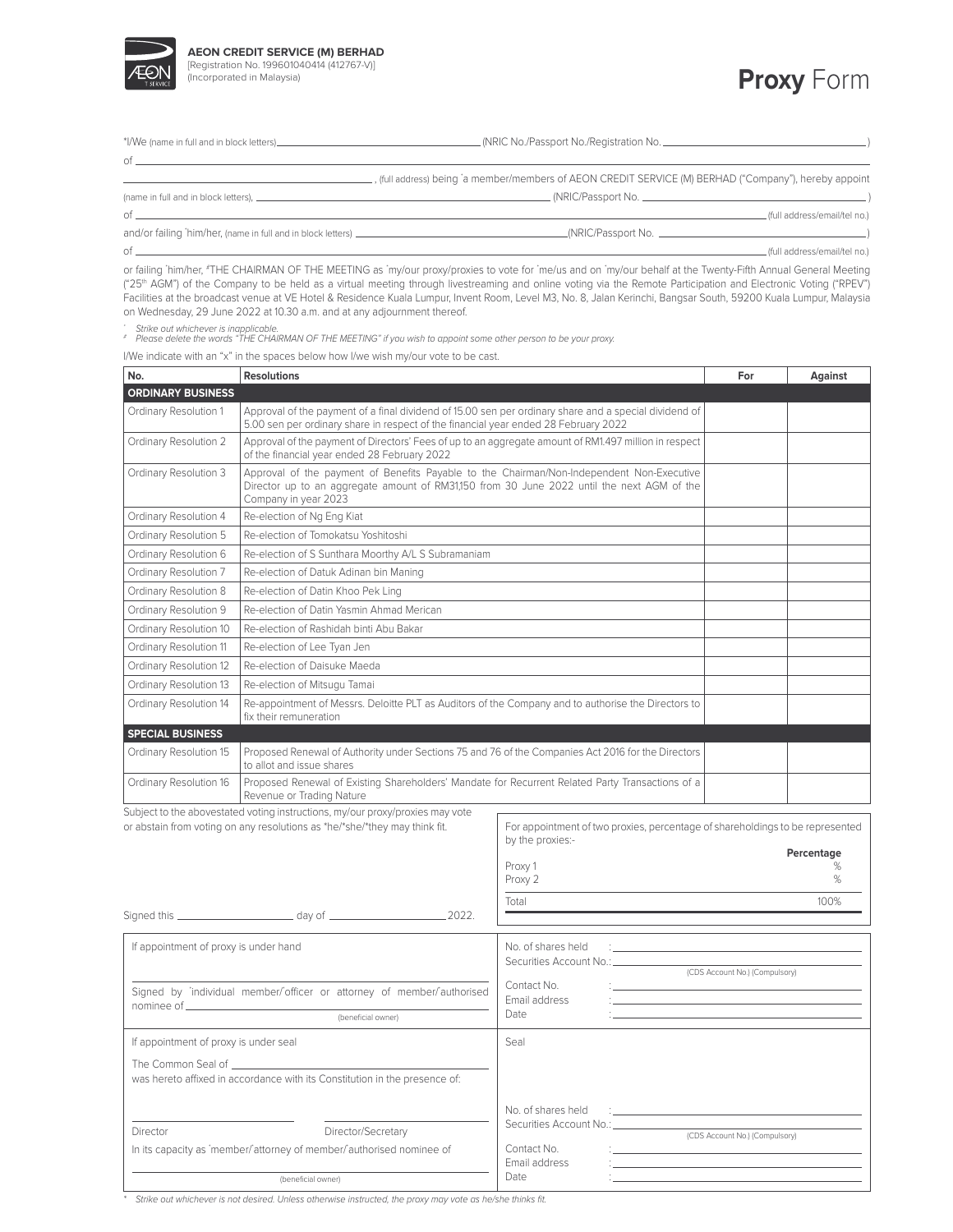**AEON CREDIT SERVICE (M) BERHAD**
[Registration No. 199601040414 (412767-V)]
(Incorporated in Malaysia)

# **Proxy** Form

*I/We (name in full and in block letters)\_\_\_\_\_\_\_\_\_\_\_\_\_\_\_\_\_\_\_\_ (NRIC No./Passport No./Registration No. \_\_\_\_\_\_\_\_\_\_\_\_\_\_\_\_\_\_\_\_)

of \_\_\_\_\_\_\_\_\_\_\_\_\_\_\_\_\_\_\_\_\_\_\_\_\_\_\_\_\_\_\_\_\_\_\_\_\_\_\_\_

\_\_\_\_\_\_\_\_\_\_\_\_\_\_\_\_\_\_\_\_ , (full address) being *a member/members of AEON CREDIT SERVICE (M) BERHAD ("Company"), hereby appoint

(name in full and in block letters), \_\_\_\_\_\_\_\_\_\_\_\_\_\_\_\_\_\_\_\_ (NRIC/Passport No. \_\_\_\_\_\_\_\_\_\_\_\_\_\_\_\_\_\_\_\_)

of \_\_\_\_\_\_\_\_\_\_\_\_\_\_\_\_\_\_\_\_\_\_\_\_\_\_\_\_\_\_\_\_\_\_\_\_\_\_\_\_ (full address/email/tel no.)

and/or failing *him/her, (name in full and in block letters) \_\_\_\_\_\_\_\_\_\_\_\_\_\_\_\_\_\_\_\_ (NRIC/Passport No. \_\_\_\_\_\_\_\_\_\_\_\_\_\_\_\_\_\_\_\_)

of \_\_\_\_\_\_\_\_\_\_\_\_\_\_\_\_\_\_\_\_\_\_\_\_\_\_\_\_\_\_\_\_\_\_\_\_\_\_\_\_ (full address/email/tel no.)

or failing *him/her, #THE CHAIRMAN OF THE MEETING as *my/our proxy/proxies to vote for *me/us and on *my/our behalf at the Twenty-Fifth Annual General Meeting ("25th AGM") of the Company to be held as a virtual meeting through livestreaming and online voting via the Remote Participation and Electronic Voting ("RPEV") Facilities at the broadcast venue at VE Hotel & Residence Kuala Lumpur, Invent Room, Level M3, No. 8, Jalan Kerinchi, Bangsar South, 59200 Kuala Lumpur, Malaysia on Wednesday, 29 June 2022 at 10.30 a.m. and at any adjournment thereof.

*\* Strike out whichever is inapplicable.*
*# Please delete the words "THE CHAIRMAN OF THE MEETING" if you wish to appoint some other person to be your proxy.*

I/We indicate with an "x" in the spaces below how I/we wish my/our vote to be cast.

| No. | Resolutions | For | Against |
|---|---|---|---|
| **ORDINARY BUSINESS** | | | |
| Ordinary Resolution 1 | Approval of the payment of a final dividend of 15.00 sen per ordinary share and a special dividend of 5.00 sen per ordinary share in respect of the financial year ended 28 February 2022 | | |
| Ordinary Resolution 2 | Approval of the payment of Directors' Fees of up to an aggregate amount of RM1.497 million in respect of the financial year ended 28 February 2022 | | |
| Ordinary Resolution 3 | Approval of the payment of Benefits Payable to the Chairman/Non-Independent Non-Executive Director up to an aggregate amount of RM31,150 from 30 June 2022 until the next AGM of the Company in year 2023 | | |
| Ordinary Resolution 4 | Re-election of Ng Eng Kiat | | |
| Ordinary Resolution 5 | Re-election of Tomokatsu Yoshitoshi | | |
| Ordinary Resolution 6 | Re-election of S Sunthara Moorthy A/L S Subramaniam | | |
| Ordinary Resolution 7 | Re-election of Datuk Adinan bin Maning | | |
| Ordinary Resolution 8 | Re-election of Datin Khoo Pek Ling | | |
| Ordinary Resolution 9 | Re-election of Datin Yasmin Ahmad Merican | | |
| Ordinary Resolution 10 | Re-election of Rashidah binti Abu Bakar | | |
| Ordinary Resolution 11 | Re-election of Lee Tyan Jen | | |
| Ordinary Resolution 12 | Re-election of Daisuke Maeda | | |
| Ordinary Resolution 13 | Re-election of Mitsugu Tamai | | |
| Ordinary Resolution 14 | Re-appointment of Messrs. Deloitte PLT as Auditors of the Company and to authorise the Directors to fix their remuneration | | |
| **SPECIAL BUSINESS** | | | |
| Ordinary Resolution 15 | Proposed Renewal of Authority under Sections 75 and 76 of the Companies Act 2016 for the Directors to allot and issue shares | | |
| Ordinary Resolution 16 | Proposed Renewal of Existing Shareholders' Mandate for Recurrent Related Party Transactions of a Revenue or Trading Nature | | |

Subject to the abovestated voting instructions, my/our proxy/proxies may vote or abstain from voting on any resolutions as *he/*she/*they may think fit.

For appointment of two proxies, percentage of shareholdings to be represented by the proxies:-

| | Percentage |
|---|---|
| Proxy 1 | % |
| Proxy 2 | % |
| Total | 100% |

Signed this \_\_\_\_\_\_\_\_\_\_ day of \_\_\_\_\_\_\_\_\_\_ 2022.

| | |
|---|---|
| If appointment of proxy is under hand<br><br>\_\_\_\_\_\_\_\_\_\_\_\_\_\_\_\_\_\_\_\_<br>Signed by *individual member/*officer or attorney of member/*authorised nominee of \_\_\_\_\_\_\_\_\_\_<br>(beneficial owner) | No. of shares held :<br>Securities Account No.: \_\_\_\_\_\_\_\_\_\_<br>(CDS Account No.) (Compulsory)<br>Contact No. :<br>Email address :<br>Date : |
| If appointment of proxy is under seal<br><br>The Common Seal of \_\_\_\_\_\_\_\_\_\_<br>was hereto affixed in accordance with its Constitution in the presence of:<br><br>\_\_\_\_\_\_\_\_\_\_ \_\_\_\_\_\_\_\_\_\_<br>Director Director/Secretary<br>In its capacity as *member/*attorney of member/*authorised nominee of<br>\_\_\_\_\_\_\_\_\_\_\_\_\_\_\_\_\_\_\_\_<br>(beneficial owner) | Seal<br><br>No. of shares held :<br>Securities Account No.: \_\_\_\_\_\_\_\_\_\_<br>(CDS Account No.) (Compulsory)<br>Contact No. :<br>Email address :<br>Date : |

*\* Strike out whichever is not desired. Unless otherwise instructed, the proxy may vote as he/she thinks fit.*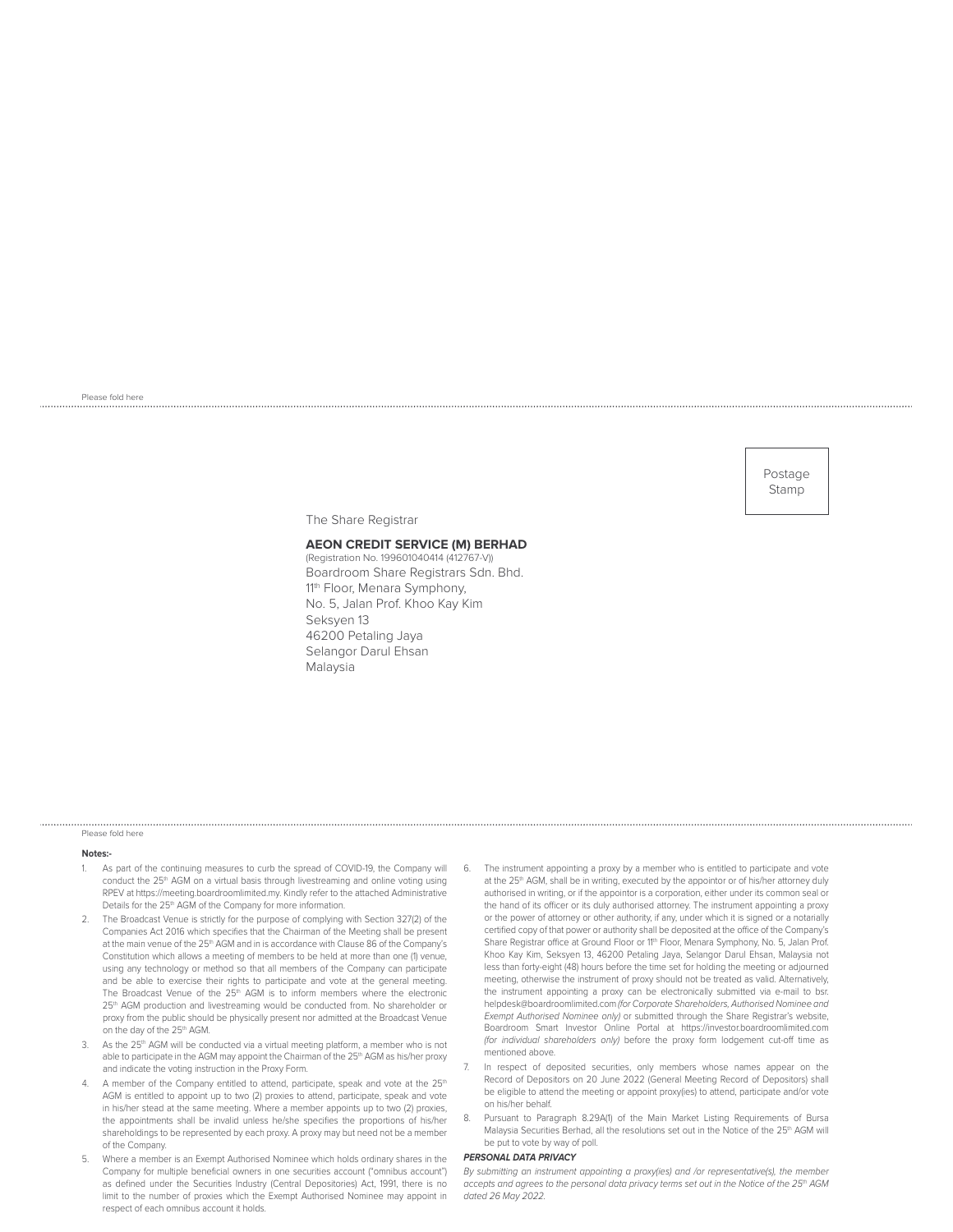Please fold here

Postage Stamp

The Share Registrar

**AEON CREDIT SERVICE (M) BERHAD**
(Registration No. 199601040414 (412767-V))
Boardroom Share Registrars Sdn. Bhd.
11th Floor, Menara Symphony,
No. 5, Jalan Prof. Khoo Kay Kim
Seksyen 13
46200 Petaling Jaya
Selangor Darul Ehsan
Malaysia

Please fold here

**Notes:-**

1. As part of the continuing measures to curb the spread of COVID-19, the Company will conduct the 25th AGM on a virtual basis through livestreaming and online voting using RPEV at https://meeting.boardroomlimited.my. Kindly refer to the attached Administrative Details for the 25th AGM of the Company for more information.
2. The Broadcast Venue is strictly for the purpose of complying with Section 327(2) of the Companies Act 2016 which specifies that the Chairman of the Meeting shall be present at the main venue of the 25th AGM and in is accordance with Clause 86 of the Company's Constitution which allows a meeting of members to be held at more than one (1) venue, using any technology or method so that all members of the Company can participate and be able to exercise their rights to participate and vote at the general meeting. The Broadcast Venue of the 25th AGM is to inform members where the electronic 25th AGM production and livestreaming would be conducted from. No shareholder or proxy from the public should be physically present nor admitted at the Broadcast Venue on the day of the 25th AGM.
3. As the 25th AGM will be conducted via a virtual meeting platform, a member who is not able to participate in the AGM may appoint the Chairman of the 25th AGM as his/her proxy and indicate the voting instruction in the Proxy Form.
4. A member of the Company entitled to attend, participate, speak and vote at the 25th AGM is entitled to appoint up to two (2) proxies to attend, participate, speak and vote in his/her stead at the same meeting. Where a member appoints up to two (2) proxies, the appointments shall be invalid unless he/she specifies the proportions of his/her shareholdings to be represented by each proxy. A proxy may but need not be a member of the Company.
5. Where a member is an Exempt Authorised Nominee which holds ordinary shares in the Company for multiple beneficial owners in one securities account ("omnibus account") as defined under the Securities Industry (Central Depositories) Act, 1991, there is no limit to the number of proxies which the Exempt Authorised Nominee may appoint in respect of each omnibus account it holds.
6. The instrument appointing a proxy by a member who is entitled to participate and vote at the 25th AGM, shall be in writing, executed by the appointor or of his/her attorney duly authorised in writing, or if the appointor is a corporation, either under its common seal or the hand of its officer or its duly authorised attorney. The instrument appointing a proxy or the power of attorney or other authority, if any, under which it is signed or a notarially certified copy of that power or authority shall be deposited at the office of the Company's Share Registrar office at Ground Floor or 11th Floor, Menara Symphony, No. 5, Jalan Prof. Khoo Kay Kim, Seksyen 13, 46200 Petaling Jaya, Selangor Darul Ehsan, Malaysia not less than forty-eight (48) hours before the time set for holding the meeting or adjourned meeting, otherwise the instrument of proxy should not be treated as valid. Alternatively, the instrument appointing a proxy can be electronically submitted via e-mail to bsr.helpdesk@boardroomlimited.com *(for Corporate Shareholders, Authorised Nominee and Exempt Authorised Nominee only)* or submitted through the Share Registrar's website, Boardroom Smart Investor Online Portal at https://investor.boardroomlimited.com *(for individual shareholders only)* before the proxy form lodgement cut-off time as mentioned above.
7. In respect of deposited securities, only members whose names appear on the Record of Depositors on 20 June 2022 (General Meeting Record of Depositors) shall be eligible to attend the meeting or appoint proxy(ies) to attend, participate and/or vote on his/her behalf.
8. Pursuant to Paragraph 8.29A(1) of the Main Market Listing Requirements of Bursa Malaysia Securities Berhad, all the resolutions set out in the Notice of the 25th AGM will be put to vote by way of poll.

***PERSONAL DATA PRIVACY***

*By submitting an instrument appointing a proxy(ies) and /or representative(s), the member accepts and agrees to the personal data privacy terms set out in the Notice of the 25th AGM dated 26 May 2022.*